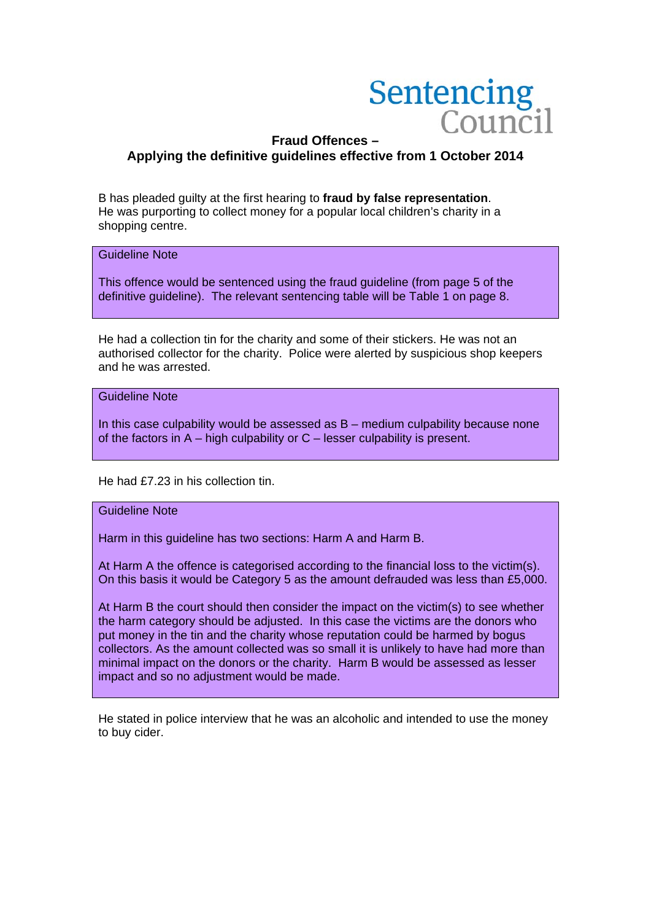Sentencing Council

## Fraud Offences –
## Applying the definitive guidelines effective from 1 October 2014

B has pleaded guilty at the first hearing to **fraud by false representation**. He was purporting to collect money for a popular local children's charity in a shopping centre.

> Guideline Note
>
> This offence would be sentenced using the fraud guideline (from page 5 of the definitive guideline). The relevant sentencing table will be Table 1 on page 8.

He had a collection tin for the charity and some of their stickers. He was not an authorised collector for the charity. Police were alerted by suspicious shop keepers and he was arrested.

> Guideline Note
>
> In this case culpability would be assessed as B – medium culpability because none of the factors in A – high culpability or C – lesser culpability is present.

He had £7.23 in his collection tin.

> Guideline Note
>
> Harm in this guideline has two sections: Harm A and Harm B.
>
> At Harm A the offence is categorised according to the financial loss to the victim(s). On this basis it would be Category 5 as the amount defrauded was less than £5,000.
>
> At Harm B the court should then consider the impact on the victim(s) to see whether the harm category should be adjusted. In this case the victims are the donors who put money in the tin and the charity whose reputation could be harmed by bogus collectors. As the amount collected was so small it is unlikely to have had more than minimal impact on the donors or the charity. Harm B would be assessed as lesser impact and so no adjustment would be made.

He stated in police interview that he was an alcoholic and intended to use the money to buy cider.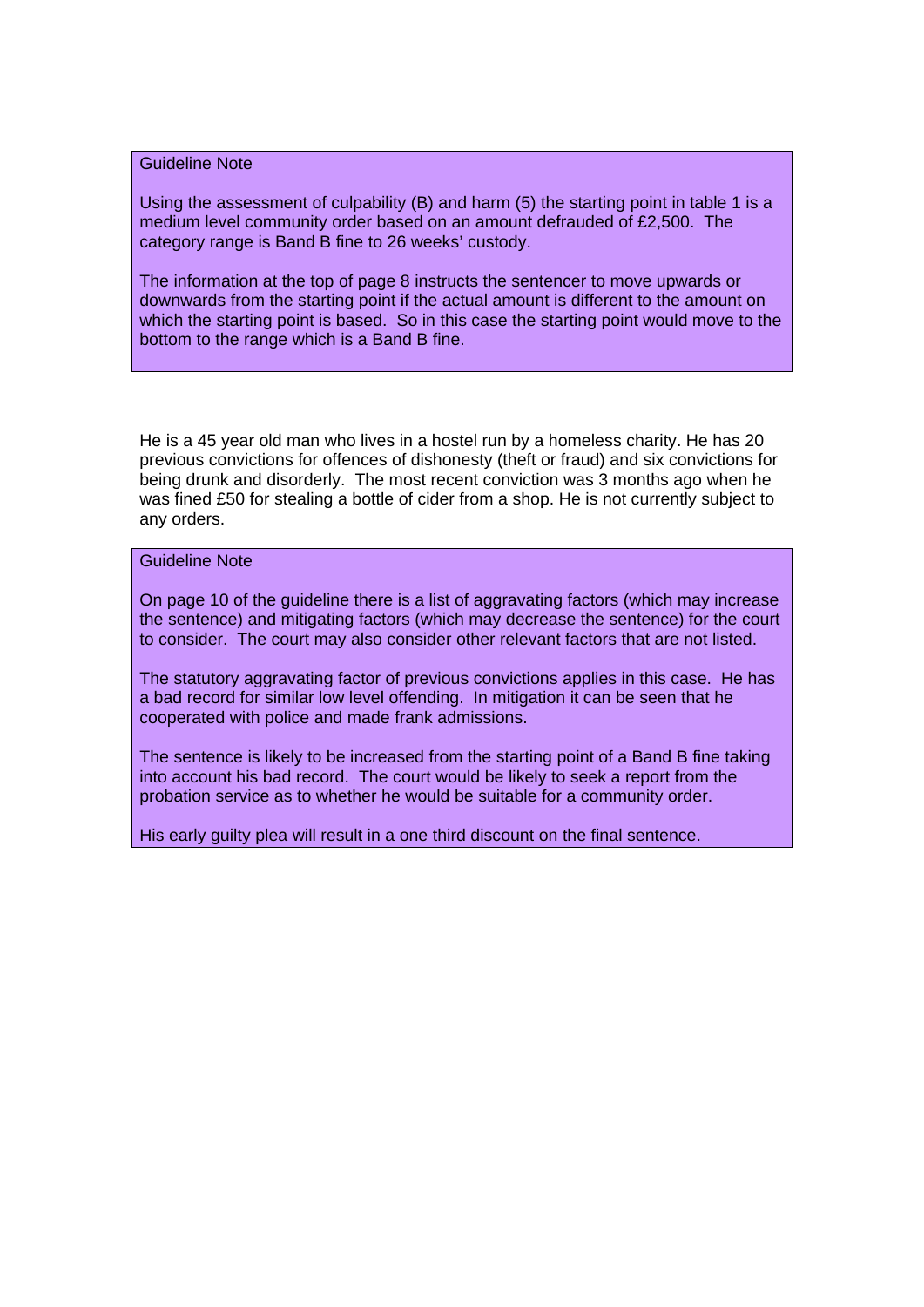> **Guideline Note**
>
> Using the assessment of culpability (B) and harm (5) the starting point in table 1 is a medium level community order based on an amount defrauded of £2,500. The category range is Band B fine to 26 weeks' custody.
>
> The information at the top of page 8 instructs the sentencer to move upwards or downwards from the starting point if the actual amount is different to the amount on which the starting point is based. So in this case the starting point would move to the bottom to the range which is a Band B fine.

He is a 45 year old man who lives in a hostel run by a homeless charity. He has 20 previous convictions for offences of dishonesty (theft or fraud) and six convictions for being drunk and disorderly. The most recent conviction was 3 months ago when he was fined £50 for stealing a bottle of cider from a shop. He is not currently subject to any orders.

> **Guideline Note**
>
> On page 10 of the guideline there is a list of aggravating factors (which may increase the sentence) and mitigating factors (which may decrease the sentence) for the court to consider. The court may also consider other relevant factors that are not listed.
>
> The statutory aggravating factor of previous convictions applies in this case. He has a bad record for similar low level offending. In mitigation it can be seen that he cooperated with police and made frank admissions.
>
> The sentence is likely to be increased from the starting point of a Band B fine taking into account his bad record. The court would be likely to seek a report from the probation service as to whether he would be suitable for a community order.
>
> His early guilty plea will result in a one third discount on the final sentence.